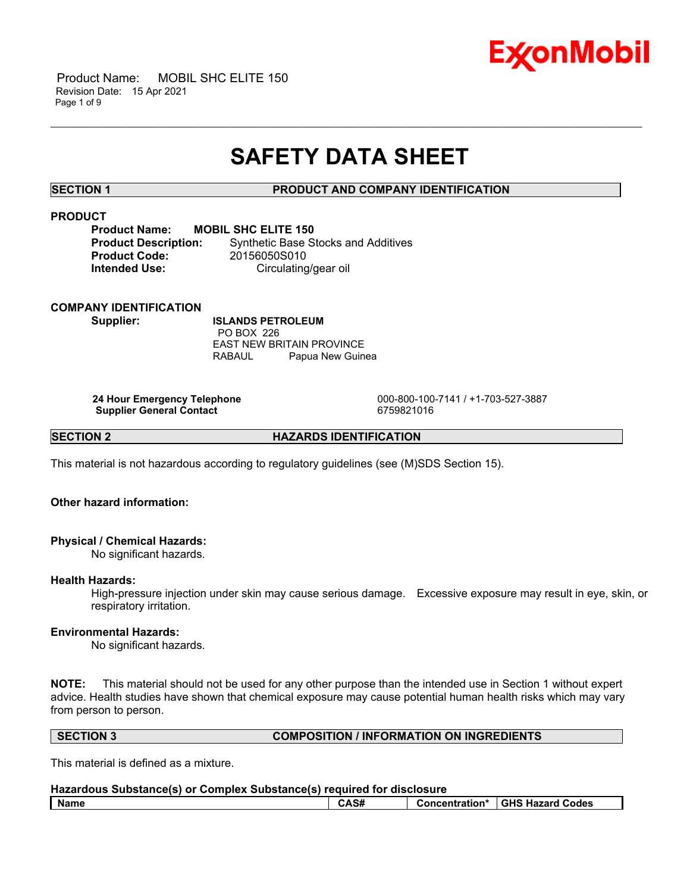Product Name: MOBIL SHC ELITE 150
Revision Date: 15 Apr 2021

# SAFETY DATA SHEET

## SECTION 1 PRODUCT AND COMPANY IDENTIFICATION

### PRODUCT

**Product Name:** **MOBIL SHC ELITE 150**
**Product Description:** Synthetic Base Stocks and Additives
**Product Code:** 20156050S010
**Intended Use:** Circulating/gear oil

### COMPANY IDENTIFICATION

**Supplier:** **ISLANDS PETROLEUM**
PO BOX 226
EAST NEW BRITAIN PROVINCE
RABAUL Papua New Guinea

**24 Hour Emergency Telephone** 000-800-100-7141 / +1-703-527-3887
**Supplier General Contact** 6759821016

## SECTION 2 HAZARDS IDENTIFICATION

This material is not hazardous according to regulatory guidelines (see (M)SDS Section 15).

**Other hazard information:**

**Physical / Chemical Hazards:**
No significant hazards.

**Health Hazards:**
High-pressure injection under skin may cause serious damage. Excessive exposure may result in eye, skin, or respiratory irritation.

**Environmental Hazards:**
No significant hazards.

**NOTE:** This material should not be used for any other purpose than the intended use in Section 1 without expert advice. Health studies have shown that chemical exposure may cause potential human health risks which may vary from person to person.

## SECTION 3 COMPOSITION / INFORMATION ON INGREDIENTS

This material is defined as a mixture.

**Hazardous Substance(s) or Complex Substance(s) required for disclosure**

| Name | CAS# | Concentration* | GHS Hazard Codes |
|---|---|---|---|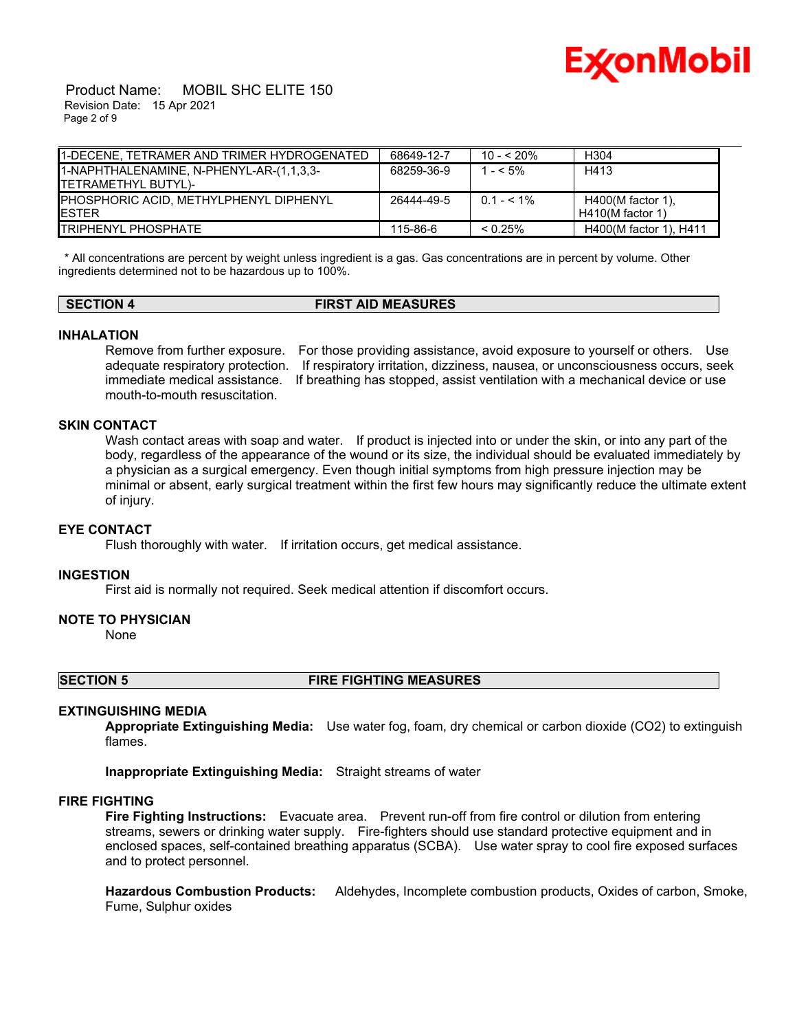| | | | |
|---|---|---|---|
| 1-DECENE, TETRAMER AND TRIMER HYDROGENATED | 68649-12-7 | 10 - < 20% | H304 |
| 1-NAPHTHALENAMINE, N-PHENYL-AR-(1,1,3,3-TETRAMETHYL BUTYL)- | 68259-36-9 | 1 - < 5% | H413 |
| PHOSPHORIC ACID, METHYLPHENYL DIPHENYL ESTER | 26444-49-5 | 0.1 - < 1% | H400(M factor 1), H410(M factor 1) |
| TRIPHENYL PHOSPHATE | 115-86-6 | < 0.25% | H400(M factor 1), H411 |

* All concentrations are percent by weight unless ingredient is a gas. Gas concentrations are in percent by volume. Other ingredients determined not to be hazardous up to 100%.

## SECTION 4 FIRST AID MEASURES

### INHALATION

Remove from further exposure. For those providing assistance, avoid exposure to yourself or others. Use adequate respiratory protection. If respiratory irritation, dizziness, nausea, or unconsciousness occurs, seek immediate medical assistance. If breathing has stopped, assist ventilation with a mechanical device or use mouth-to-mouth resuscitation.

### SKIN CONTACT

Wash contact areas with soap and water. If product is injected into or under the skin, or into any part of the body, regardless of the appearance of the wound or its size, the individual should be evaluated immediately by a physician as a surgical emergency. Even though initial symptoms from high pressure injection may be minimal or absent, early surgical treatment within the first few hours may significantly reduce the ultimate extent of injury.

### EYE CONTACT

Flush thoroughly with water. If irritation occurs, get medical assistance.

### INGESTION

First aid is normally not required. Seek medical attention if discomfort occurs.

### NOTE TO PHYSICIAN

None

## SECTION 5 FIRE FIGHTING MEASURES

### EXTINGUISHING MEDIA

**Appropriate Extinguishing Media:** Use water fog, foam, dry chemical or carbon dioxide ($CO_2$) to extinguish flames.

**Inappropriate Extinguishing Media:** Straight streams of water

### FIRE FIGHTING

**Fire Fighting Instructions:** Evacuate area. Prevent run-off from fire control or dilution from entering streams, sewers or drinking water supply. Fire-fighters should use standard protective equipment and in enclosed spaces, self-contained breathing apparatus (SCBA). Use water spray to cool fire exposed surfaces and to protect personnel.

**Hazardous Combustion Products:** Aldehydes, Incomplete combustion products, Oxides of carbon, Smoke, Fume, Sulphur oxides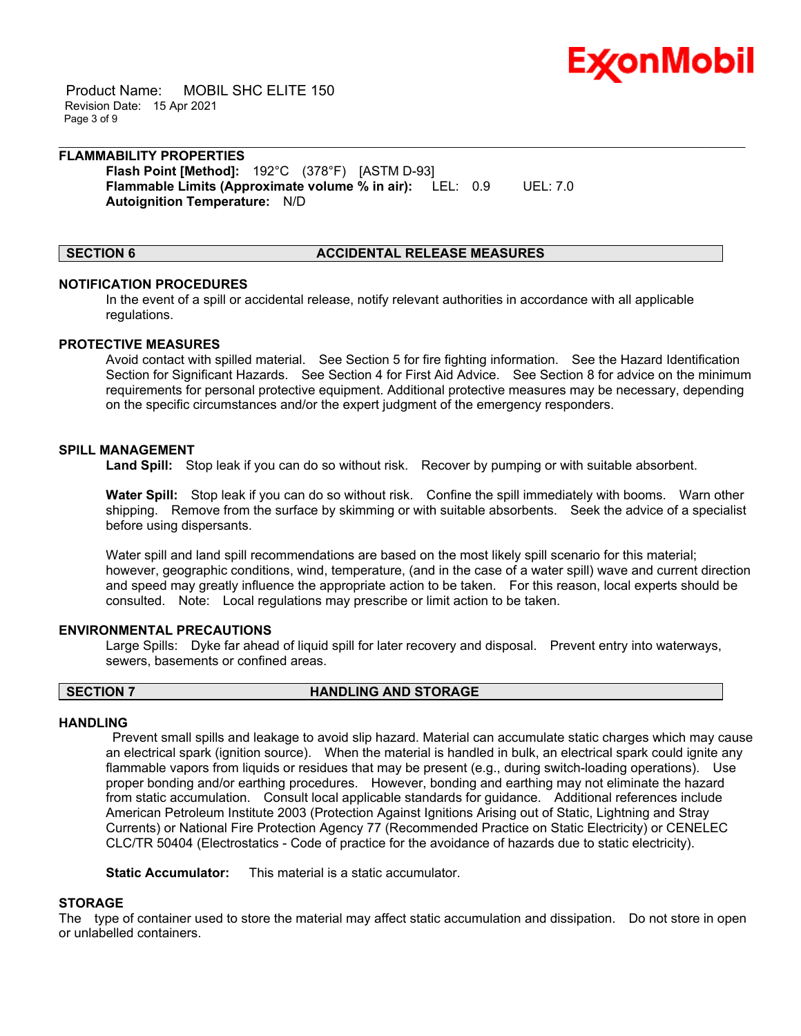### FLAMMABILITY PROPERTIES

**Flash Point [Method]:** 192°C (378°F) [ASTM D-93]
**Flammable Limits (Approximate volume % in air):** LEL: 0.9 UEL: 7.0
**Autoignition Temperature:** N/D

## SECTION 6 ACCIDENTAL RELEASE MEASURES

### NOTIFICATION PROCEDURES

In the event of a spill or accidental release, notify relevant authorities in accordance with all applicable regulations.

### PROTECTIVE MEASURES

Avoid contact with spilled material. See Section 5 for fire fighting information. See the Hazard Identification Section for Significant Hazards. See Section 4 for First Aid Advice. See Section 8 for advice on the minimum requirements for personal protective equipment. Additional protective measures may be necessary, depending on the specific circumstances and/or the expert judgment of the emergency responders.

### SPILL MANAGEMENT

**Land Spill:** Stop leak if you can do so without risk. Recover by pumping or with suitable absorbent.

**Water Spill:** Stop leak if you can do so without risk. Confine the spill immediately with booms. Warn other shipping. Remove from the surface by skimming or with suitable absorbents. Seek the advice of a specialist before using dispersants.

Water spill and land spill recommendations are based on the most likely spill scenario for this material; however, geographic conditions, wind, temperature, (and in the case of a water spill) wave and current direction and speed may greatly influence the appropriate action to be taken. For this reason, local experts should be consulted. Note: Local regulations may prescribe or limit action to be taken.

### ENVIRONMENTAL PRECAUTIONS

Large Spills: Dyke far ahead of liquid spill for later recovery and disposal. Prevent entry into waterways, sewers, basements or confined areas.

## SECTION 7 HANDLING AND STORAGE

### HANDLING

Prevent small spills and leakage to avoid slip hazard. Material can accumulate static charges which may cause an electrical spark (ignition source). When the material is handled in bulk, an electrical spark could ignite any flammable vapors from liquids or residues that may be present (e.g., during switch-loading operations). Use proper bonding and/or earthing procedures. However, bonding and earthing may not eliminate the hazard from static accumulation. Consult local applicable standards for guidance. Additional references include American Petroleum Institute 2003 (Protection Against Ignitions Arising out of Static, Lightning and Stray Currents) or National Fire Protection Agency 77 (Recommended Practice on Static Electricity) or CENELEC CLC/TR 50404 (Electrostatics - Code of practice for the avoidance of hazards due to static electricity).

**Static Accumulator:** This material is a static accumulator.

### STORAGE

The type of container used to store the material may affect static accumulation and dissipation. Do not store in open or unlabelled containers.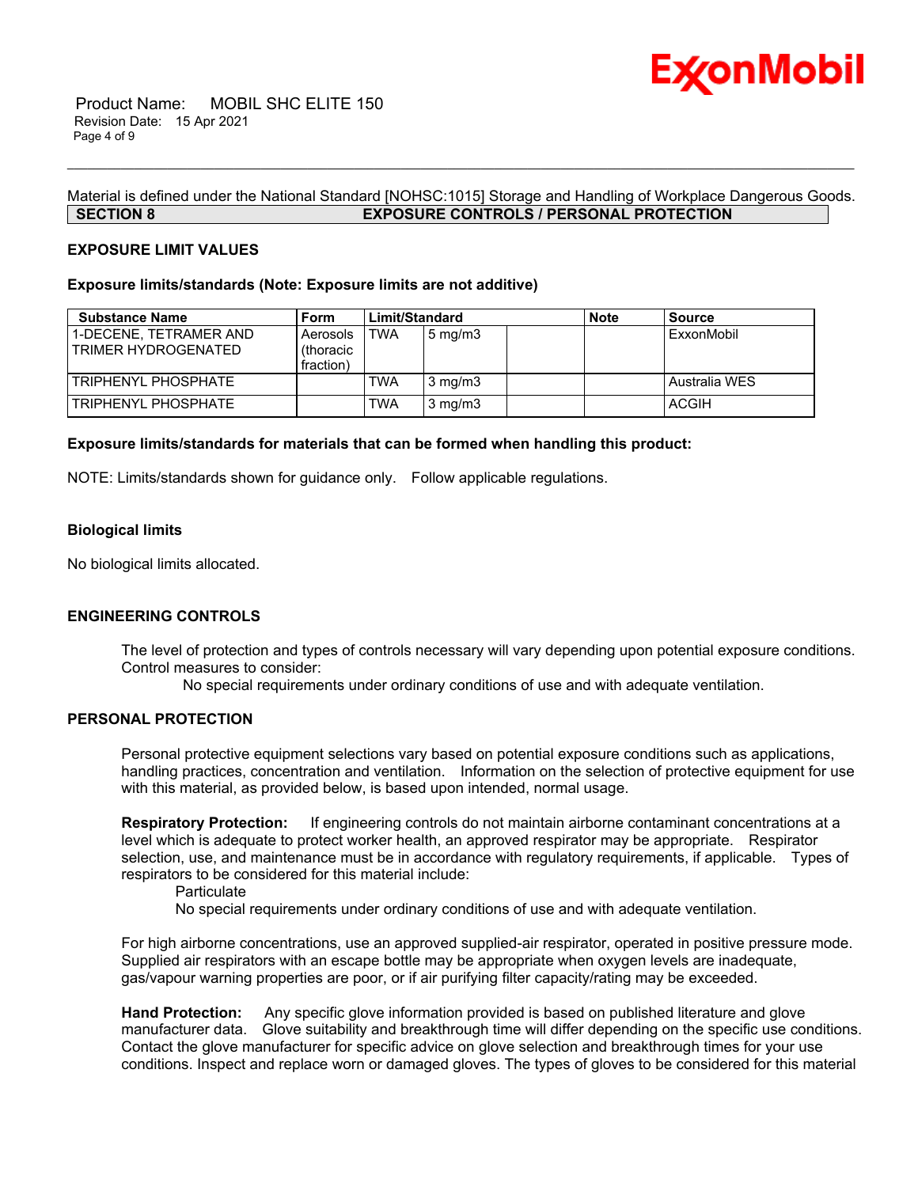Material is defined under the National Standard [NOHSC:1015] Storage and Handling of Workplace Dangerous Goods.

## SECTION 8 EXPOSURE CONTROLS / PERSONAL PROTECTION

### EXPOSURE LIMIT VALUES

**Exposure limits/standards (Note: Exposure limits are not additive)**

| Substance Name | Form | Limit/Standard | | | Note | Source |
|---|---|---|---|---|---|---|
| 1-DECENE, TETRAMER AND TRIMER HYDROGENATED | Aerosols (thoracic fraction) | TWA | 5 mg/m3 | | | ExxonMobil |
| TRIPHENYL PHOSPHATE | | TWA | 3 mg/m3 | | | Australia WES |
| TRIPHENYL PHOSPHATE | | TWA | 3 mg/m3 | | | ACGIH |

**Exposure limits/standards for materials that can be formed when handling this product:**

NOTE: Limits/standards shown for guidance only. Follow applicable regulations.

**Biological limits**

No biological limits allocated.

### ENGINEERING CONTROLS

The level of protection and types of controls necessary will vary depending upon potential exposure conditions. Control measures to consider:

No special requirements under ordinary conditions of use and with adequate ventilation.

### PERSONAL PROTECTION

Personal protective equipment selections vary based on potential exposure conditions such as applications, handling practices, concentration and ventilation. Information on the selection of protective equipment for use with this material, as provided below, is based upon intended, normal usage.

**Respiratory Protection:** If engineering controls do not maintain airborne contaminant concentrations at a level which is adequate to protect worker health, an approved respirator may be appropriate. Respirator selection, use, and maintenance must be in accordance with regulatory requirements, if applicable. Types of respirators to be considered for this material include:

Particulate

No special requirements under ordinary conditions of use and with adequate ventilation.

For high airborne concentrations, use an approved supplied-air respirator, operated in positive pressure mode. Supplied air respirators with an escape bottle may be appropriate when oxygen levels are inadequate, gas/vapour warning properties are poor, or if air purifying filter capacity/rating may be exceeded.

**Hand Protection:** Any specific glove information provided is based on published literature and glove manufacturer data. Glove suitability and breakthrough time will differ depending on the specific use conditions. Contact the glove manufacturer for specific advice on glove selection and breakthrough times for your use conditions. Inspect and replace worn or damaged gloves. The types of gloves to be considered for this material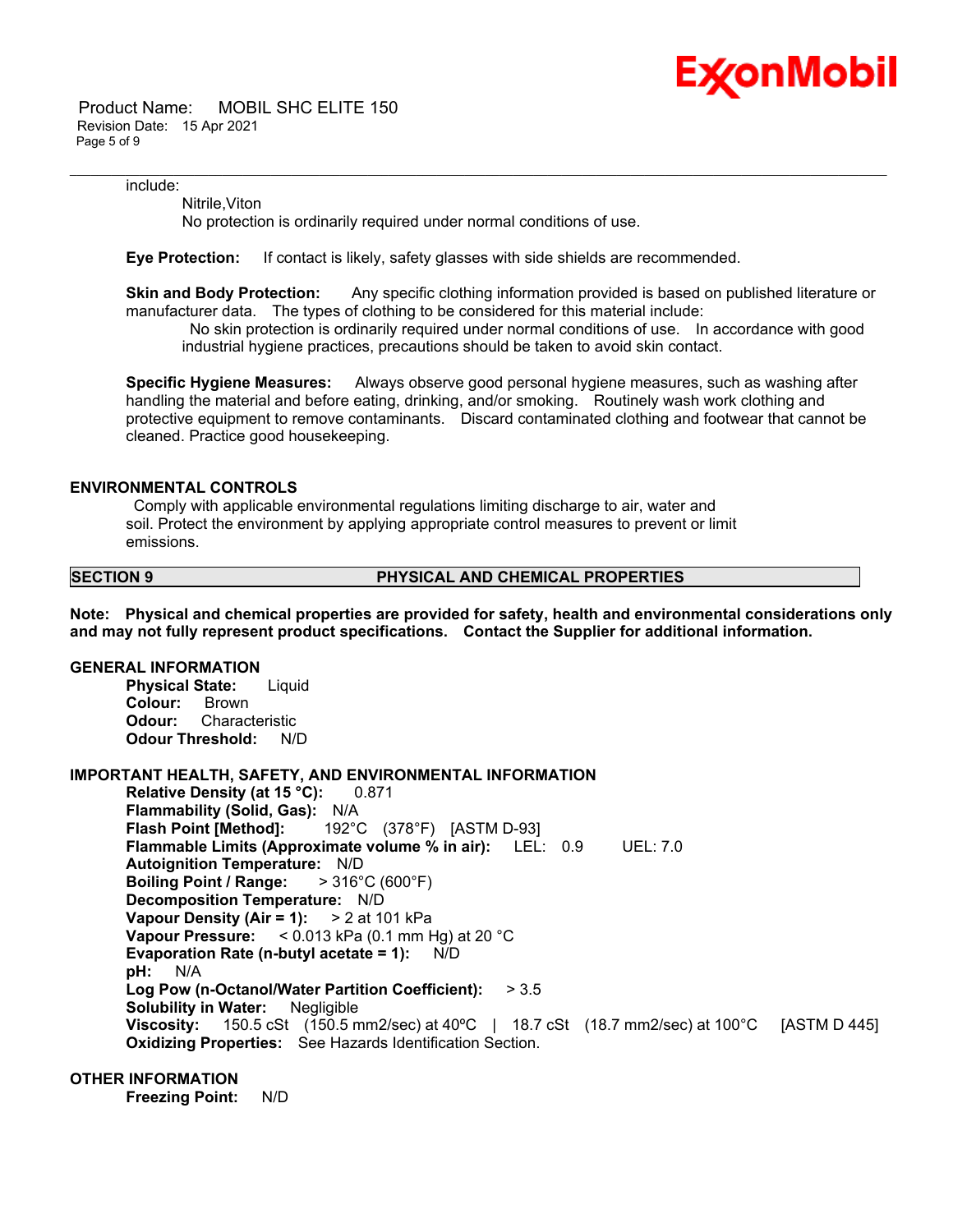include:

Nitrile,Viton
No protection is ordinarily required under normal conditions of use.

**Eye Protection:** If contact is likely, safety glasses with side shields are recommended.

**Skin and Body Protection:** Any specific clothing information provided is based on published literature or manufacturer data. The types of clothing to be considered for this material include:
No skin protection is ordinarily required under normal conditions of use. In accordance with good industrial hygiene practices, precautions should be taken to avoid skin contact.

**Specific Hygiene Measures:** Always observe good personal hygiene measures, such as washing after handling the material and before eating, drinking, and/or smoking. Routinely wash work clothing and protective equipment to remove contaminants. Discard contaminated clothing and footwear that cannot be cleaned. Practice good housekeeping.

**ENVIRONMENTAL CONTROLS**

Comply with applicable environmental regulations limiting discharge to air, water and soil. Protect the environment by applying appropriate control measures to prevent or limit emissions.

## SECTION 9 PHYSICAL AND CHEMICAL PROPERTIES

**Note: Physical and chemical properties are provided for safety, health and environmental considerations only and may not fully represent product specifications. Contact the Supplier for additional information.**

**GENERAL INFORMATION**

**Physical State:** Liquid
**Colour:** Brown
**Odour:** Characteristic
**Odour Threshold:** N/D

**IMPORTANT HEALTH, SAFETY, AND ENVIRONMENTAL INFORMATION**

**Relative Density (at 15 °C):** 0.871
**Flammability (Solid, Gas):** N/A
**Flash Point [Method]:** 192°C (378°F) [ASTM D-93]
**Flammable Limits (Approximate volume % in air):** LEL: 0.9 UEL: 7.0
**Autoignition Temperature:** N/D
**Boiling Point / Range:** > 316°C (600°F)
**Decomposition Temperature:** N/D
**Vapour Density (Air = 1):** > 2 at 101 kPa
**Vapour Pressure:** < 0.013 kPa (0.1 mm Hg) at 20 °C
**Evaporation Rate (n-butyl acetate = 1):** N/D
**pH:** N/A
**Log Pow (n-Octanol/Water Partition Coefficient):** > 3.5
**Solubility in Water:** Negligible
**Viscosity:** 150.5 cSt (150.5 mm2/sec) at 40ºC | 18.7 cSt (18.7 mm2/sec) at 100°C [ASTM D 445]
**Oxidizing Properties:** See Hazards Identification Section.

**OTHER INFORMATION**

**Freezing Point:** N/D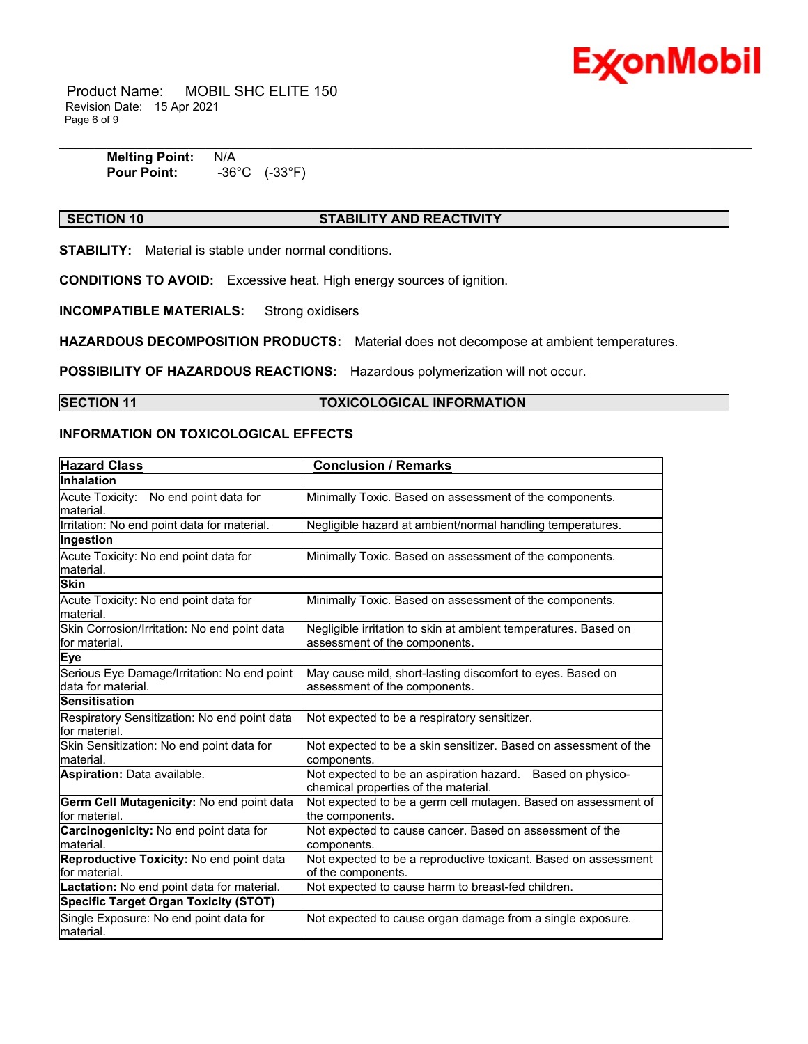**Melting Point:** N/A
**Pour Point:** -36°C (-33°F)

## SECTION 10 STABILITY AND REACTIVITY

**STABILITY:** Material is stable under normal conditions.

**CONDITIONS TO AVOID:** Excessive heat. High energy sources of ignition.

**INCOMPATIBLE MATERIALS:** Strong oxidisers

**HAZARDOUS DECOMPOSITION PRODUCTS:** Material does not decompose at ambient temperatures.

**POSSIBILITY OF HAZARDOUS REACTIONS:** Hazardous polymerization will not occur.

## SECTION 11 TOXICOLOGICAL INFORMATION

### INFORMATION ON TOXICOLOGICAL EFFECTS

| Hazard Class | Conclusion / Remarks |
|---|---|
| **Inhalation** | |
| Acute Toxicity: No end point data for material. | Minimally Toxic. Based on assessment of the components. |
| Irritation: No end point data for material. | Negligible hazard at ambient/normal handling temperatures. |
| **Ingestion** | |
| Acute Toxicity: No end point data for material. | Minimally Toxic. Based on assessment of the components. |
| **Skin** | |
| Acute Toxicity: No end point data for material. | Minimally Toxic. Based on assessment of the components. |
| Skin Corrosion/Irritation: No end point data for material. | Negligible irritation to skin at ambient temperatures. Based on assessment of the components. |
| **Eye** | |
| Serious Eye Damage/Irritation: No end point data for material. | May cause mild, short-lasting discomfort to eyes. Based on assessment of the components. |
| **Sensitisation** | |
| Respiratory Sensitization: No end point data for material. | Not expected to be a respiratory sensitizer. |
| Skin Sensitization: No end point data for material. | Not expected to be a skin sensitizer. Based on assessment of the components. |
| **Aspiration:** Data available. | Not expected to be an aspiration hazard. Based on physico-chemical properties of the material. |
| **Germ Cell Mutagenicity:** No end point data for material. | Not expected to be a germ cell mutagen. Based on assessment of the components. |
| **Carcinogenicity:** No end point data for material. | Not expected to cause cancer. Based on assessment of the components. |
| **Reproductive Toxicity:** No end point data for material. | Not expected to be a reproductive toxicant. Based on assessment of the components. |
| **Lactation:** No end point data for material. | Not expected to cause harm to breast-fed children. |
| **Specific Target Organ Toxicity (STOT)** | |
| Single Exposure: No end point data for material. | Not expected to cause organ damage from a single exposure. |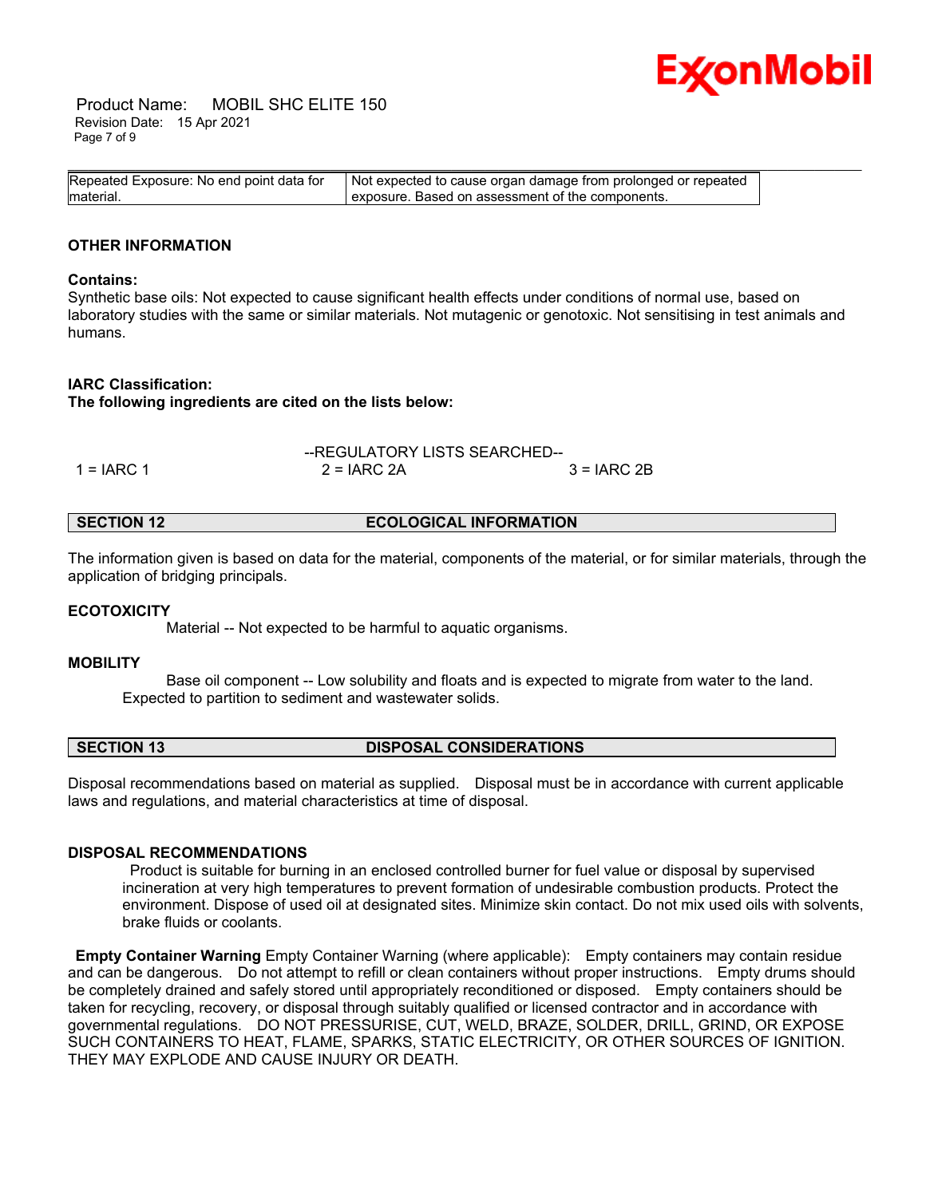| Repeated Exposure: No end point data for material. | Not expected to cause organ damage from prolonged or repeated exposure. Based on assessment of the components. |
|---|---|

### OTHER INFORMATION

**Contains:**

Synthetic base oils: Not expected to cause significant health effects under conditions of normal use, based on laboratory studies with the same or similar materials. Not mutagenic or genotoxic. Not sensitising in test animals and humans.

**IARC Classification:**

**The following ingredients are cited on the lists below:**

--REGULATORY LISTS SEARCHED--

| 1 = IARC 1 | 2 = IARC 2A | 3 = IARC 2B |
|---|---|---|

## SECTION 12 ECOLOGICAL INFORMATION

The information given is based on data for the material, components of the material, or for similar materials, through the application of bridging principals.

### ECOTOXICITY

Material -- Not expected to be harmful to aquatic organisms.

### MOBILITY

Base oil component -- Low solubility and floats and is expected to migrate from water to the land. Expected to partition to sediment and wastewater solids.

## SECTION 13 DISPOSAL CONSIDERATIONS

Disposal recommendations based on material as supplied. Disposal must be in accordance with current applicable laws and regulations, and material characteristics at time of disposal.

### DISPOSAL RECOMMENDATIONS

Product is suitable for burning in an enclosed controlled burner for fuel value or disposal by supervised incineration at very high temperatures to prevent formation of undesirable combustion products. Protect the environment. Dispose of used oil at designated sites. Minimize skin contact. Do not mix used oils with solvents, brake fluids or coolants.

**Empty Container Warning** Empty Container Warning (where applicable): Empty containers may contain residue and can be dangerous. Do not attempt to refill or clean containers without proper instructions. Empty drums should be completely drained and safely stored until appropriately reconditioned or disposed. Empty containers should be taken for recycling, recovery, or disposal through suitably qualified or licensed contractor and in accordance with governmental regulations. DO NOT PRESSURISE, CUT, WELD, BRAZE, SOLDER, DRILL, GRIND, OR EXPOSE SUCH CONTAINERS TO HEAT, FLAME, SPARKS, STATIC ELECTRICITY, OR OTHER SOURCES OF IGNITION. THEY MAY EXPLODE AND CAUSE INJURY OR DEATH.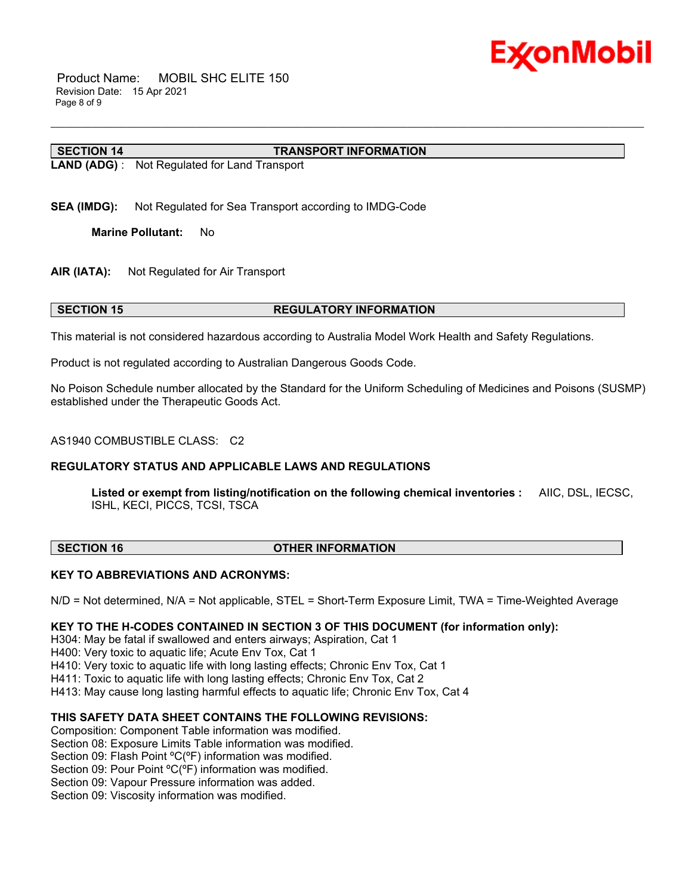## SECTION 14 TRANSPORT INFORMATION

**LAND (ADG)** : Not Regulated for Land Transport

**SEA (IMDG):** Not Regulated for Sea Transport according to IMDG-Code

**Marine Pollutant:** No

**AIR (IATA):** Not Regulated for Air Transport

## SECTION 15 REGULATORY INFORMATION

This material is not considered hazardous according to Australia Model Work Health and Safety Regulations.

Product is not regulated according to Australian Dangerous Goods Code.

No Poison Schedule number allocated by the Standard for the Uniform Scheduling of Medicines and Poisons (SUSMP) established under the Therapeutic Goods Act.

AS1940 COMBUSTIBLE CLASS: C2

**REGULATORY STATUS AND APPLICABLE LAWS AND REGULATIONS**

**Listed or exempt from listing/notification on the following chemical inventories :** AIIC, DSL, IECSC, ISHL, KECI, PICCS, TCSI, TSCA

## SECTION 16 OTHER INFORMATION

**KEY TO ABBREVIATIONS AND ACRONYMS:**

N/D = Not determined, N/A = Not applicable, STEL = Short-Term Exposure Limit, TWA = Time-Weighted Average

**KEY TO THE H-CODES CONTAINED IN SECTION 3 OF THIS DOCUMENT (for information only):**

H304: May be fatal if swallowed and enters airways; Aspiration, Cat 1
H400: Very toxic to aquatic life; Acute Env Tox, Cat 1
H410: Very toxic to aquatic life with long lasting effects; Chronic Env Tox, Cat 1
H411: Toxic to aquatic life with long lasting effects; Chronic Env Tox, Cat 2
H413: May cause long lasting harmful effects to aquatic life; Chronic Env Tox, Cat 4

**THIS SAFETY DATA SHEET CONTAINS THE FOLLOWING REVISIONS:**

Composition: Component Table information was modified.
Section 08: Exposure Limits Table information was modified.
Section 09: Flash Point ºC(ºF) information was modified.
Section 09: Pour Point ºC(ºF) information was modified.
Section 09: Vapour Pressure information was added.
Section 09: Viscosity information was modified.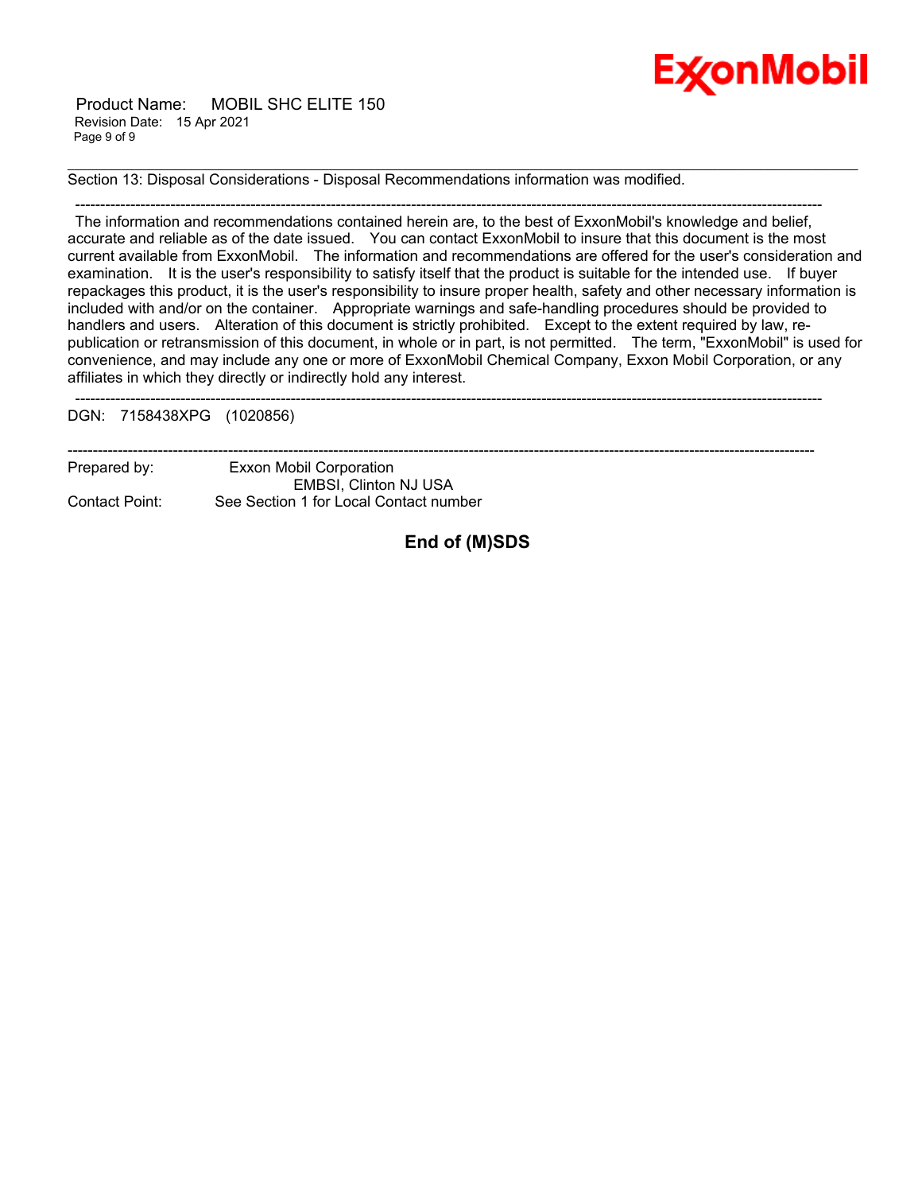Section 13: Disposal Considerations - Disposal Recommendations information was modified.

---

The information and recommendations contained herein are, to the best of ExxonMobil's knowledge and belief, accurate and reliable as of the date issued. You can contact ExxonMobil to insure that this document is the most current available from ExxonMobil. The information and recommendations are offered for the user's consideration and examination. It is the user's responsibility to satisfy itself that the product is suitable for the intended use. If buyer repackages this product, it is the user's responsibility to insure proper health, safety and other necessary information is included with and/or on the container. Appropriate warnings and safe-handling procedures should be provided to handlers and users. Alteration of this document is strictly prohibited. Except to the extent required by law, re-publication or retransmission of this document, in whole or in part, is not permitted. The term, "ExxonMobil" is used for convenience, and may include any one or more of ExxonMobil Chemical Company, Exxon Mobil Corporation, or any affiliates in which they directly or indirectly hold any interest.

---

DGN: 7158438XPG (1020856)

---

Prepared by: Exxon Mobil Corporation
EMBSI, Clinton NJ USA

Contact Point: See Section 1 for Local Contact number

**End of (M)SDS**